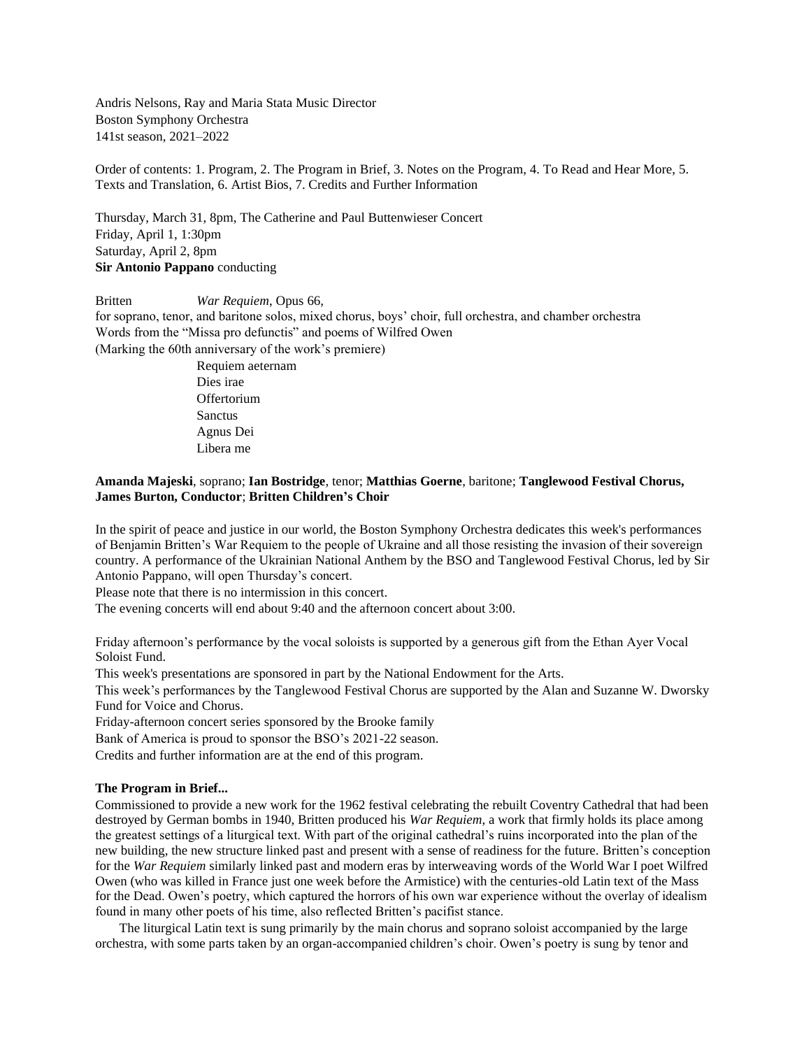Andris Nelsons, Ray and Maria Stata Music Director
Boston Symphony Orchestra
141st season, 2021–2022

Order of contents: 1. Program, 2. The Program in Brief, 3. Notes on the Program, 4. To Read and Hear More, 5. Texts and Translation, 6. Artist Bios, 7. Credits and Further Information

Thursday, March 31, 8pm, The Catherine and Paul Buttenwieser Concert
Friday, April 1, 1:30pm
Saturday, April 2, 8pm
**Sir Antonio Pappano** conducting

Britten *War Requiem*, Opus 66,
for soprano, tenor, and baritone solos, mixed chorus, boys' choir, full orchestra, and chamber orchestra
Words from the "Missa pro defunctis" and poems of Wilfred Owen
(Marking the 60th anniversary of the work's premiere)

Requiem aeternam
Dies irae
Offertorium
Sanctus
Agnus Dei
Libera me

**Amanda Majeski**, soprano; **Ian Bostridge**, tenor; **Matthias Goerne**, baritone; **Tanglewood Festival Chorus, James Burton, Conductor**; **Britten Children's Choir**

In the spirit of peace and justice in our world, the Boston Symphony Orchestra dedicates this week's performances of Benjamin Britten's War Requiem to the people of Ukraine and all those resisting the invasion of their sovereign country. A performance of the Ukrainian National Anthem by the BSO and Tanglewood Festival Chorus, led by Sir Antonio Pappano, will open Thursday's concert.
Please note that there is no intermission in this concert.
The evening concerts will end about 9:40 and the afternoon concert about 3:00.

Friday afternoon's performance by the vocal soloists is supported by a generous gift from the Ethan Ayer Vocal Soloist Fund.
This week's presentations are sponsored in part by the National Endowment for the Arts.
This week's performances by the Tanglewood Festival Chorus are supported by the Alan and Suzanne W. Dworsky Fund for Voice and Chorus.
Friday-afternoon concert series sponsored by the Brooke family
Bank of America is proud to sponsor the BSO's 2021-22 season.
Credits and further information are at the end of this program.

**The Program in Brief...**

Commissioned to provide a new work for the 1962 festival celebrating the rebuilt Coventry Cathedral that had been destroyed by German bombs in 1940, Britten produced his *War Requiem*, a work that firmly holds its place among the greatest settings of a liturgical text. With part of the original cathedral's ruins incorporated into the plan of the new building, the new structure linked past and present with a sense of readiness for the future. Britten's conception for the *War Requiem* similarly linked past and modern eras by interweaving words of the World War I poet Wilfred Owen (who was killed in France just one week before the Armistice) with the centuries-old Latin text of the Mass for the Dead. Owen's poetry, which captured the horrors of his own war experience without the overlay of idealism found in many other poets of his time, also reflected Britten's pacifist stance.

The liturgical Latin text is sung primarily by the main chorus and soprano soloist accompanied by the large orchestra, with some parts taken by an organ-accompanied children's choir. Owen's poetry is sung by tenor and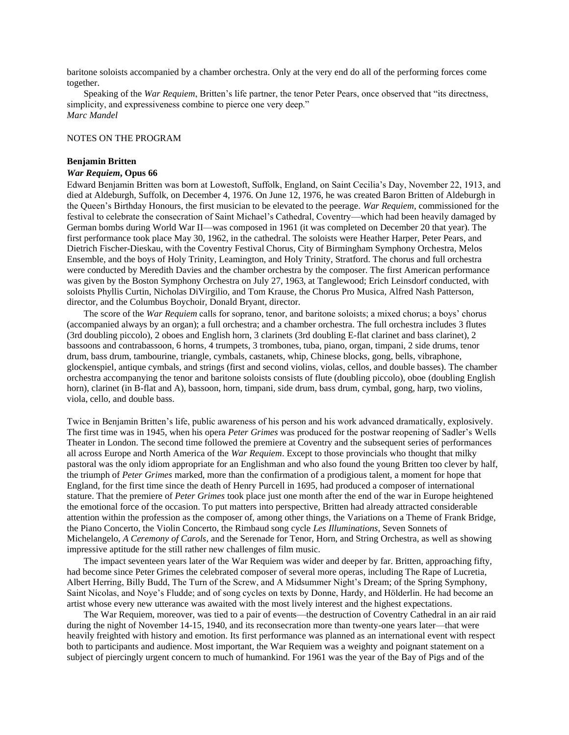baritone soloists accompanied by a chamber orchestra. Only at the very end do all of the performing forces come together.

Speaking of the *War Requiem*, Britten's life partner, the tenor Peter Pears, once observed that "its directness, simplicity, and expressiveness combine to pierce one very deep."
*Marc Mandel*

NOTES ON THE PROGRAM

**Benjamin Britten**
***War Requiem*, Opus 66**

Edward Benjamin Britten was born at Lowestoft, Suffolk, England, on Saint Cecilia's Day, November 22, 1913, and died at Aldeburgh, Suffolk, on December 4, 1976. On June 12, 1976, he was created Baron Britten of Aldeburgh in the Queen's Birthday Honours, the first musician to be elevated to the peerage. *War Requiem*, commissioned for the festival to celebrate the consecration of Saint Michael's Cathedral, Coventry—which had been heavily damaged by German bombs during World War II—was composed in 1961 (it was completed on December 20 that year). The first performance took place May 30, 1962, in the cathedral. The soloists were Heather Harper, Peter Pears, and Dietrich Fischer-Dieskau, with the Coventry Festival Chorus, City of Birmingham Symphony Orchestra, Melos Ensemble, and the boys of Holy Trinity, Leamington, and Holy Trinity, Stratford. The chorus and full orchestra were conducted by Meredith Davies and the chamber orchestra by the composer. The first American performance was given by the Boston Symphony Orchestra on July 27, 1963, at Tanglewood; Erich Leinsdorf conducted, with soloists Phyllis Curtin, Nicholas DiVirgilio, and Tom Krause, the Chorus Pro Musica, Alfred Nash Patterson, director, and the Columbus Boychoir, Donald Bryant, director.

The score of the *War Requiem* calls for soprano, tenor, and baritone soloists; a mixed chorus; a boys' chorus (accompanied always by an organ); a full orchestra; and a chamber orchestra. The full orchestra includes 3 flutes (3rd doubling piccolo), 2 oboes and English horn, 3 clarinets (3rd doubling E-flat clarinet and bass clarinet), 2 bassoons and contrabassoon, 6 horns, 4 trumpets, 3 trombones, tuba, piano, organ, timpani, 2 side drums, tenor drum, bass drum, tambourine, triangle, cymbals, castanets, whip, Chinese blocks, gong, bells, vibraphone, glockenspiel, antique cymbals, and strings (first and second violins, violas, cellos, and double basses). The chamber orchestra accompanying the tenor and baritone soloists consists of flute (doubling piccolo), oboe (doubling English horn), clarinet (in B-flat and A), bassoon, horn, timpani, side drum, bass drum, cymbal, gong, harp, two violins, viola, cello, and double bass.

Twice in Benjamin Britten's life, public awareness of his person and his work advanced dramatically, explosively. The first time was in 1945, when his opera *Peter Grimes* was produced for the postwar reopening of Sadler's Wells Theater in London. The second time followed the premiere at Coventry and the subsequent series of performances all across Europe and North America of the *War Requiem*. Except to those provincials who thought that milky pastoral was the only idiom appropriate for an Englishman and who also found the young Britten too clever by half, the triumph of *Peter Grimes* marked, more than the confirmation of a prodigious talent, a moment for hope that England, for the first time since the death of Henry Purcell in 1695, had produced a composer of international stature. That the premiere of *Peter Grimes* took place just one month after the end of the war in Europe heightened the emotional force of the occasion. To put matters into perspective, Britten had already attracted considerable attention within the profession as the composer of, among other things, the Variations on a Theme of Frank Bridge, the Piano Concerto, the Violin Concerto, the Rimbaud song cycle *Les Illuminations*, Seven Sonnets of Michelangelo, *A Ceremony of Carols*, and the Serenade for Tenor, Horn, and String Orchestra, as well as showing impressive aptitude for the still rather new challenges of film music.

The impact seventeen years later of the War Requiem was wider and deeper by far. Britten, approaching fifty, had become since Peter Grimes the celebrated composer of several more operas, including The Rape of Lucretia, Albert Herring, Billy Budd, The Turn of the Screw, and A Midsummer Night's Dream; of the Spring Symphony, Saint Nicolas, and Noye's Fludde; and of song cycles on texts by Donne, Hardy, and Hölderlin. He had become an artist whose every new utterance was awaited with the most lively interest and the highest expectations.

The War Requiem, moreover, was tied to a pair of events—the destruction of Coventry Cathedral in an air raid during the night of November 14-15, 1940, and its reconsecration more than twenty-one years later—that were heavily freighted with history and emotion. Its first performance was planned as an international event with respect both to participants and audience. Most important, the War Requiem was a weighty and poignant statement on a subject of piercingly urgent concern to much of humankind. For 1961 was the year of the Bay of Pigs and of the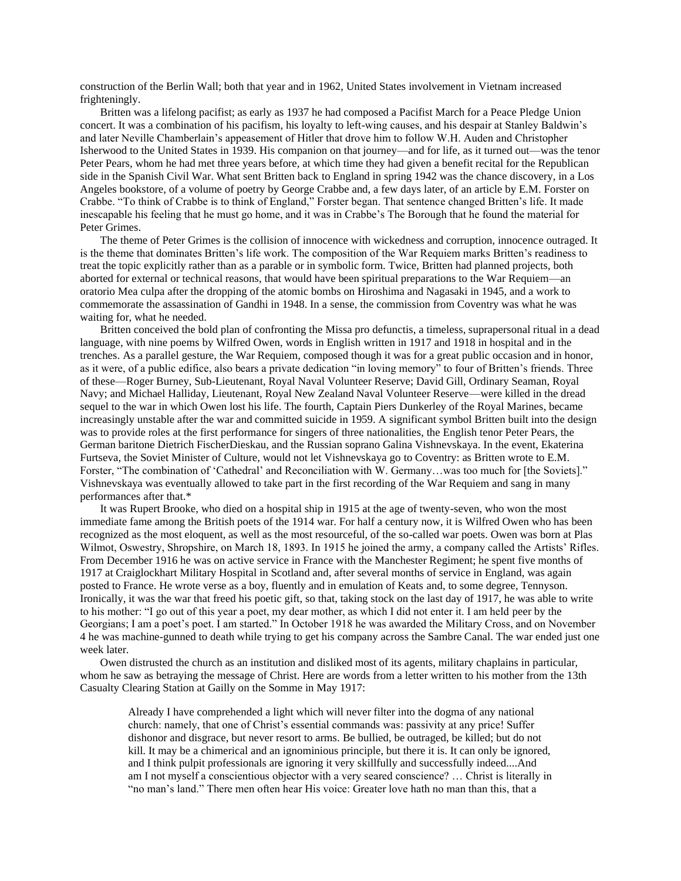construction of the Berlin Wall; both that year and in 1962, United States involvement in Vietnam increased frighteningly.

Britten was a lifelong pacifist; as early as 1937 he had composed a Pacifist March for a Peace Pledge Union concert. It was a combination of his pacifism, his loyalty to left-wing causes, and his despair at Stanley Baldwin's and later Neville Chamberlain's appeasement of Hitler that drove him to follow W.H. Auden and Christopher Isherwood to the United States in 1939. His companion on that journey—and for life, as it turned out—was the tenor Peter Pears, whom he had met three years before, at which time they had given a benefit recital for the Republican side in the Spanish Civil War. What sent Britten back to England in spring 1942 was the chance discovery, in a Los Angeles bookstore, of a volume of poetry by George Crabbe and, a few days later, of an article by E.M. Forster on Crabbe. "To think of Crabbe is to think of England," Forster began. That sentence changed Britten's life. It made inescapable his feeling that he must go home, and it was in Crabbe's The Borough that he found the material for Peter Grimes.

The theme of Peter Grimes is the collision of innocence with wickedness and corruption, innocence outraged. It is the theme that dominates Britten's life work. The composition of the War Requiem marks Britten's readiness to treat the topic explicitly rather than as a parable or in symbolic form. Twice, Britten had planned projects, both aborted for external or technical reasons, that would have been spiritual preparations to the War Requiem—an oratorio Mea culpa after the dropping of the atomic bombs on Hiroshima and Nagasaki in 1945, and a work to commemorate the assassination of Gandhi in 1948. In a sense, the commission from Coventry was what he was waiting for, what he needed.

Britten conceived the bold plan of confronting the Missa pro defunctis, a timeless, suprapersonal ritual in a dead language, with nine poems by Wilfred Owen, words in English written in 1917 and 1918 in hospital and in the trenches. As a parallel gesture, the War Requiem, composed though it was for a great public occasion and in honor, as it were, of a public edifice, also bears a private dedication "in loving memory" to four of Britten's friends. Three of these—Roger Burney, Sub-Lieutenant, Royal Naval Volunteer Reserve; David Gill, Ordinary Seaman, Royal Navy; and Michael Halliday, Lieutenant, Royal New Zealand Naval Volunteer Reserve—were killed in the dread sequel to the war in which Owen lost his life. The fourth, Captain Piers Dunkerley of the Royal Marines, became increasingly unstable after the war and committed suicide in 1959. A significant symbol Britten built into the design was to provide roles at the first performance for singers of three nationalities, the English tenor Peter Pears, the German baritone Dietrich FischerDieskau, and the Russian soprano Galina Vishnevskaya. In the event, Ekaterina Furtseva, the Soviet Minister of Culture, would not let Vishnevskaya go to Coventry: as Britten wrote to E.M. Forster, "The combination of 'Cathedral' and Reconciliation with W. Germany…was too much for [the Soviets]." Vishnevskaya was eventually allowed to take part in the first recording of the War Requiem and sang in many performances after that.*

It was Rupert Brooke, who died on a hospital ship in 1915 at the age of twenty-seven, who won the most immediate fame among the British poets of the 1914 war. For half a century now, it is Wilfred Owen who has been recognized as the most eloquent, as well as the most resourceful, of the so-called war poets. Owen was born at Plas Wilmot, Oswestry, Shropshire, on March 18, 1893. In 1915 he joined the army, a company called the Artists' Rifles. From December 1916 he was on active service in France with the Manchester Regiment; he spent five months of 1917 at Craiglockhart Military Hospital in Scotland and, after several months of service in England, was again posted to France. He wrote verse as a boy, fluently and in emulation of Keats and, to some degree, Tennyson. Ironically, it was the war that freed his poetic gift, so that, taking stock on the last day of 1917, he was able to write to his mother: "I go out of this year a poet, my dear mother, as which I did not enter it. I am held peer by the Georgians; I am a poet's poet. I am started." In October 1918 he was awarded the Military Cross, and on November 4 he was machine-gunned to death while trying to get his company across the Sambre Canal. The war ended just one week later.

Owen distrusted the church as an institution and disliked most of its agents, military chaplains in particular, whom he saw as betraying the message of Christ. Here are words from a letter written to his mother from the 13th Casualty Clearing Station at Gailly on the Somme in May 1917:

> Already I have comprehended a light which will never filter into the dogma of any national church: namely, that one of Christ's essential commands was: passivity at any price! Suffer dishonor and disgrace, but never resort to arms. Be bullied, be outraged, be killed; but do not kill. It may be a chimerical and an ignominious principle, but there it is. It can only be ignored, and I think pulpit professionals are ignoring it very skillfully and successfully indeed....And am I not myself a conscientious objector with a very seared conscience? … Christ is literally in "no man's land." There men often hear His voice: Greater love hath no man than this, that a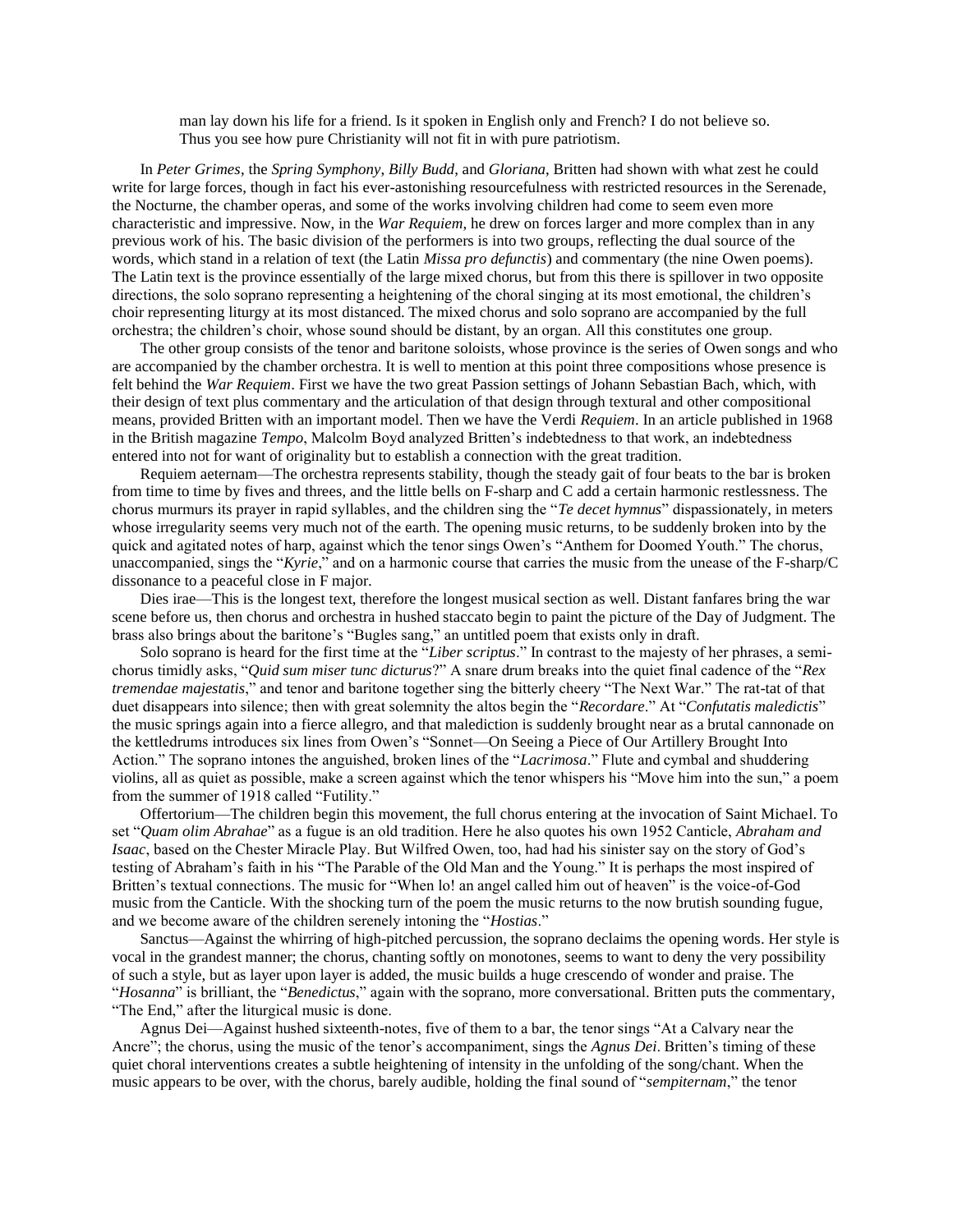> man lay down his life for a friend. Is it spoken in English only and French? I do not believe so. Thus you see how pure Christianity will not fit in with pure patriotism.

In *Peter Grimes*, the *Spring Symphony*, *Billy Budd*, and *Gloriana*, Britten had shown with what zest he could write for large forces, though in fact his ever-astonishing resourcefulness with restricted resources in the Serenade, the Nocturne, the chamber operas, and some of the works involving children had come to seem even more characteristic and impressive. Now, in the *War Requiem*, he drew on forces larger and more complex than in any previous work of his. The basic division of the performers is into two groups, reflecting the dual source of the words, which stand in a relation of text (the Latin *Missa pro defunctis*) and commentary (the nine Owen poems). The Latin text is the province essentially of the large mixed chorus, but from this there is spillover in two opposite directions, the solo soprano representing a heightening of the choral singing at its most emotional, the children's choir representing liturgy at its most distanced. The mixed chorus and solo soprano are accompanied by the full orchestra; the children's choir, whose sound should be distant, by an organ. All this constitutes one group.

The other group consists of the tenor and baritone soloists, whose province is the series of Owen songs and who are accompanied by the chamber orchestra. It is well to mention at this point three compositions whose presence is felt behind the *War Requiem*. First we have the two great Passion settings of Johann Sebastian Bach, which, with their design of text plus commentary and the articulation of that design through textural and other compositional means, provided Britten with an important model. Then we have the Verdi *Requiem*. In an article published in 1968 in the British magazine *Tempo*, Malcolm Boyd analyzed Britten's indebtedness to that work, an indebtedness entered into not for want of originality but to establish a connection with the great tradition.

Requiem aeternam—The orchestra represents stability, though the steady gait of four beats to the bar is broken from time to time by fives and threes, and the little bells on F-sharp and C add a certain harmonic restlessness. The chorus murmurs its prayer in rapid syllables, and the children sing the "*Te decet hymnus*" dispassionately, in meters whose irregularity seems very much not of the earth. The opening music returns, to be suddenly broken into by the quick and agitated notes of harp, against which the tenor sings Owen's "Anthem for Doomed Youth." The chorus, unaccompanied, sings the "*Kyrie*," and on a harmonic course that carries the music from the unease of the F-sharp/C dissonance to a peaceful close in F major.

Dies irae—This is the longest text, therefore the longest musical section as well. Distant fanfares bring the war scene before us, then chorus and orchestra in hushed staccato begin to paint the picture of the Day of Judgment. The brass also brings about the baritone's "Bugles sang," an untitled poem that exists only in draft.

Solo soprano is heard for the first time at the "*Liber scriptus*." In contrast to the majesty of her phrases, a semi-chorus timidly asks, "*Quid sum miser tunc dicturus*?" A snare drum breaks into the quiet final cadence of the "*Rex tremendae majestatis*," and tenor and baritone together sing the bitterly cheery "The Next War." The rat-tat of that duet disappears into silence; then with great solemnity the altos begin the "*Recordare*." At "*Confutatis maledictis*" the music springs again into a fierce allegro, and that malediction is suddenly brought near as a brutal cannonade on the kettledrums introduces six lines from Owen's "Sonnet—On Seeing a Piece of Our Artillery Brought Into Action." The soprano intones the anguished, broken lines of the "*Lacrimosa*." Flute and cymbal and shuddering violins, all as quiet as possible, make a screen against which the tenor whispers his "Move him into the sun," a poem from the summer of 1918 called "Futility."

Offertorium—The children begin this movement, the full chorus entering at the invocation of Saint Michael. To set "*Quam olim Abrahae*" as a fugue is an old tradition. Here he also quotes his own 1952 Canticle, *Abraham and Isaac*, based on the Chester Miracle Play. But Wilfred Owen, too, had had his sinister say on the story of God's testing of Abraham's faith in his "The Parable of the Old Man and the Young." It is perhaps the most inspired of Britten's textual connections. The music for "When lo! an angel called him out of heaven" is the voice-of-God music from the Canticle. With the shocking turn of the poem the music returns to the now brutish sounding fugue, and we become aware of the children serenely intoning the "*Hostias*."

Sanctus—Against the whirring of high-pitched percussion, the soprano declaims the opening words. Her style is vocal in the grandest manner; the chorus, chanting softly on monotones, seems to want to deny the very possibility of such a style, but as layer upon layer is added, the music builds a huge crescendo of wonder and praise. The "*Hosanna*" is brilliant, the "*Benedictus*," again with the soprano, more conversational. Britten puts the commentary, "The End," after the liturgical music is done.

Agnus Dei—Against hushed sixteenth-notes, five of them to a bar, the tenor sings "At a Calvary near the Ancre"; the chorus, using the music of the tenor's accompaniment, sings the *Agnus Dei*. Britten's timing of these quiet choral interventions creates a subtle heightening of intensity in the unfolding of the song/chant. When the music appears to be over, with the chorus, barely audible, holding the final sound of "*sempiternam*," the tenor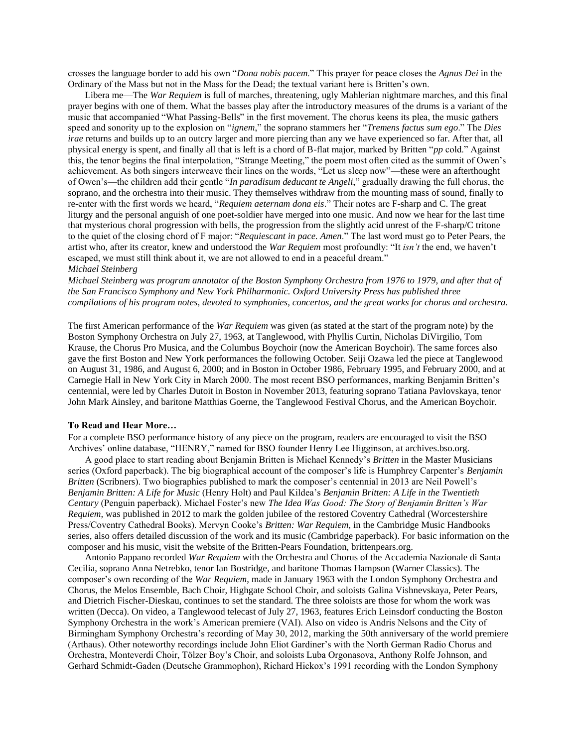crosses the language border to add his own "*Dona nobis pacem*." This prayer for peace closes the *Agnus Dei* in the Ordinary of the Mass but not in the Mass for the Dead; the textual variant here is Britten's own.

Libera me—The *War Requiem* is full of marches, threatening, ugly Mahlerian nightmare marches, and this final prayer begins with one of them. What the basses play after the introductory measures of the drums is a variant of the music that accompanied "What Passing-Bells" in the first movement. The chorus keens its plea, the music gathers speed and sonority up to the explosion on "*ignem*," the soprano stammers her "*Tremens factus sum ego*." The *Dies irae* returns and builds up to an outcry larger and more piercing than any we have experienced so far. After that, all physical energy is spent, and finally all that is left is a chord of B-flat major, marked by Britten "*pp* cold." Against this, the tenor begins the final interpolation, "Strange Meeting," the poem most often cited as the summit of Owen's achievement. As both singers interweave their lines on the words, "Let us sleep now"—these were an afterthought of Owen's—the children add their gentle "*In paradisum deducant te Angeli*," gradually drawing the full chorus, the soprano, and the orchestra into their music. They themselves withdraw from the mounting mass of sound, finally to re-enter with the first words we heard, "*Requiem aeternam dona eis*." Their notes are F-sharp and C. The great liturgy and the personal anguish of one poet-soldier have merged into one music. And now we hear for the last time that mysterious choral progression with bells, the progression from the slightly acid unrest of the F-sharp/C tritone to the quiet of the closing chord of F major: "*Requiescant in pace. Amen*." The last word must go to Peter Pears, the artist who, after its creator, knew and understood the *War Requiem* most profoundly: "It *isn't* the end, we haven't escaped, we must still think about it, we are not allowed to end in a peaceful dream."

*Michael Steinberg*

*Michael Steinberg was program annotator of the Boston Symphony Orchestra from 1976 to 1979, and after that of the San Francisco Symphony and New York Philharmonic. Oxford University Press has published three compilations of his program notes, devoted to symphonies, concertos, and the great works for chorus and orchestra.*

The first American performance of the *War Requiem* was given (as stated at the start of the program note) by the Boston Symphony Orchestra on July 27, 1963, at Tanglewood, with Phyllis Curtin, Nicholas DiVirgilio, Tom Krause, the Chorus Pro Musica, and the Columbus Boychoir (now the American Boychoir). The same forces also gave the first Boston and New York performances the following October. Seiji Ozawa led the piece at Tanglewood on August 31, 1986, and August 6, 2000; and in Boston in October 1986, February 1995, and February 2000, and at Carnegie Hall in New York City in March 2000. The most recent BSO performances, marking Benjamin Britten's centennial, were led by Charles Dutoit in Boston in November 2013, featuring soprano Tatiana Pavlovskaya, tenor John Mark Ainsley, and baritone Matthias Goerne, the Tanglewood Festival Chorus, and the American Boychoir.

**To Read and Hear More…**

For a complete BSO performance history of any piece on the program, readers are encouraged to visit the BSO Archives' online database, "HENRY," named for BSO founder Henry Lee Higginson, at archives.bso.org.

A good place to start reading about Benjamin Britten is Michael Kennedy's *Britten* in the Master Musicians series (Oxford paperback). The big biographical account of the composer's life is Humphrey Carpenter's *Benjamin Britten* (Scribners). Two biographies published to mark the composer's centennial in 2013 are Neil Powell's *Benjamin Britten: A Life for Music* (Henry Holt) and Paul Kildea's *Benjamin Britten: A Life in the Twentieth Century* (Penguin paperback). Michael Foster's new *The Idea Was Good: The Story of Benjamin Britten's War Requiem*, was published in 2012 to mark the golden jubilee of the restored Coventry Cathedral (Worcestershire Press/Coventry Cathedral Books). Mervyn Cooke's *Britten: War Requiem*, in the Cambridge Music Handbooks series, also offers detailed discussion of the work and its music (Cambridge paperback). For basic information on the composer and his music, visit the website of the Britten-Pears Foundation, brittenpears.org.

Antonio Pappano recorded *War Requiem* with the Orchestra and Chorus of the Accademia Nazionale di Santa Cecilia, soprano Anna Netrebko, tenor Ian Bostridge, and baritone Thomas Hampson (Warner Classics). The composer's own recording of the *War Requiem*, made in January 1963 with the London Symphony Orchestra and Chorus, the Melos Ensemble, Bach Choir, Highgate School Choir, and soloists Galina Vishnevskaya, Peter Pears, and Dietrich Fischer-Dieskau, continues to set the standard. The three soloists are those for whom the work was written (Decca). On video, a Tanglewood telecast of July 27, 1963, features Erich Leinsdorf conducting the Boston Symphony Orchestra in the work's American premiere (VAI). Also on video is Andris Nelsons and the City of Birmingham Symphony Orchestra's recording of May 30, 2012, marking the 50th anniversary of the world premiere (Arthaus). Other noteworthy recordings include John Eliot Gardiner's with the North German Radio Chorus and Orchestra, Monteverdi Choir, Tölzer Boy's Choir, and soloists Luba Orgonasova, Anthony Rolfe Johnson, and Gerhard Schmidt-Gaden (Deutsche Grammophon), Richard Hickox's 1991 recording with the London Symphony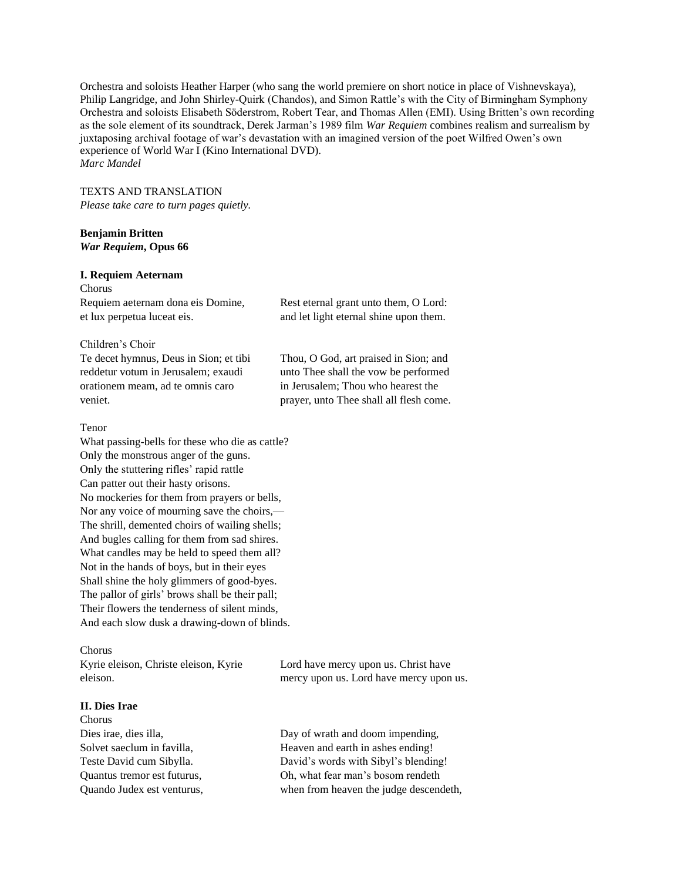Orchestra and soloists Heather Harper (who sang the world premiere on short notice in place of Vishnevskaya), Philip Langridge, and John Shirley-Quirk (Chandos), and Simon Rattle's with the City of Birmingham Symphony Orchestra and soloists Elisabeth Söderstrom, Robert Tear, and Thomas Allen (EMI). Using Britten's own recording as the sole element of its soundtrack, Derek Jarman's 1989 film *War Requiem* combines realism and surrealism by juxtaposing archival footage of war's devastation with an imagined version of the poet Wilfred Owen's own experience of World War I (Kino International DVD).
*Marc Mandel*

TEXTS AND TRANSLATION
*Please take care to turn pages quietly.*

**Benjamin Britten**
***War Requiem*, Opus 66**

**I. Requiem Aeternam**

Chorus

| | |
|---|---|
| Requiem aeternam dona eis Domine, et lux perpetua luceat eis. | Rest eternal grant unto them, O Lord: and let light eternal shine upon them. |

Children's Choir

| | |
|---|---|
| Te decet hymnus, Deus in Sion; et tibi reddetur votum in Jerusalem; exaudi orationem meam, ad te omnis caro veniet. | Thou, O God, art praised in Sion; and unto Thee shall the vow be performed in Jerusalem; Thou who hearest the prayer, unto Thee shall all flesh come. |

Tenor

What passing-bells for these who die as cattle?
Only the monstrous anger of the guns.
Only the stuttering rifles' rapid rattle
Can patter out their hasty orisons.
No mockeries for them from prayers or bells,
Nor any voice of mourning save the choirs,—
The shrill, demented choirs of wailing shells;
And bugles calling for them from sad shires.
What candles may be held to speed them all?
Not in the hands of boys, but in their eyes
Shall shine the holy glimmers of good-byes.
The pallor of girls' brows shall be their pall;
Their flowers the tenderness of silent minds,
And each slow dusk a drawing-down of blinds.

Chorus

| | |
|---|---|
| Kyrie eleison, Christe eleison, Kyrie eleison. | Lord have mercy upon us. Christ have mercy upon us. Lord have mercy upon us. |

**II. Dies Irae**

Chorus

| | |
|---|---|
| Dies irae, dies illa, | Day of wrath and doom impending, |
| Solvet saeclum in favilla, | Heaven and earth in ashes ending! |
| Teste David cum Sibylla. | David's words with Sibyl's blending! |
| Quantus tremor est futurus, | Oh, what fear man's bosom rendeth |
| Quando Judex est venturus, | when from heaven the judge descendeth, |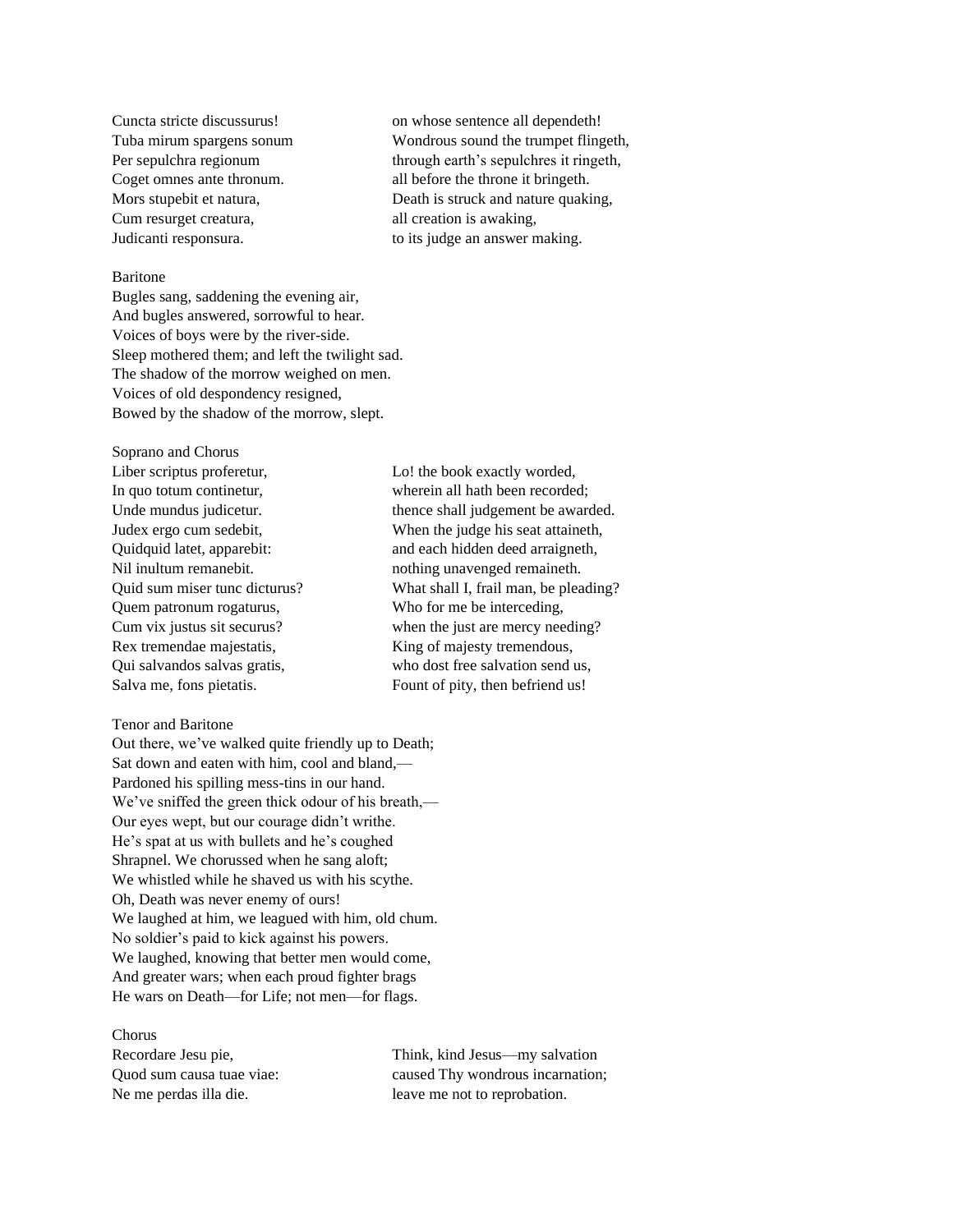| | |
|---|---|
| Cuncta stricte discussurus! | on whose sentence all dependeth! |
| Tuba mirum spargens sonum | Wondrous sound the trumpet flingeth, |
| Per sepulchra regionum | through earth's sepulchres it ringeth, |
| Coget omnes ante thronum. | all before the throne it bringeth. |
| Mors stupebit et natura, | Death is struck and nature quaking, |
| Cum resurget creatura, | all creation is awaking, |
| Judicanti responsura. | to its judge an answer making. |

Baritone

Bugles sang, saddening the evening air,
And bugles answered, sorrowful to hear.
Voices of boys were by the river-side.
Sleep mothered them; and left the twilight sad.
The shadow of the morrow weighed on men.
Voices of old despondency resigned,
Bowed by the shadow of the morrow, slept.

Soprano and Chorus

| | |
|---|---|
| Liber scriptus proferetur, | Lo! the book exactly worded, |
| In quo totum continetur, | wherein all hath been recorded; |
| Unde mundus judicetur. | thence shall judgement be awarded. |
| Judex ergo cum sedebit, | When the judge his seat attaineth, |
| Quidquid latet, apparebit: | and each hidden deed arraigneth, |
| Nil inultum remanebit. | nothing unavenged remaineth. |
| Quid sum miser tunc dicturus? | What shall I, frail man, be pleading? |
| Quem patronum rogaturus, | Who for me be interceding, |
| Cum vix justus sit securus? | when the just are mercy needing? |
| Rex tremendae majestatis, | King of majesty tremendous, |
| Qui salvandos salvas gratis, | who dost free salvation send us, |
| Salva me, fons pietatis. | Fount of pity, then befriend us! |

Tenor and Baritone

Out there, we've walked quite friendly up to Death;
Sat down and eaten with him, cool and bland,—
Pardoned his spilling mess-tins in our hand.
We've sniffed the green thick odour of his breath,—
Our eyes wept, but our courage didn't writhe.
He's spat at us with bullets and he's coughed
Shrapnel. We chorussed when he sang aloft;
We whistled while he shaved us with his scythe.
Oh, Death was never enemy of ours!
We laughed at him, we leagued with him, old chum.
No soldier's paid to kick against his powers.
We laughed, knowing that better men would come,
And greater wars; when each proud fighter brags
He wars on Death—for Life; not men—for flags.

Chorus

| | |
|---|---|
| Recordare Jesu pie, | Think, kind Jesus—my salvation |
| Quod sum causa tuae viae: | caused Thy wondrous incarnation; |
| Ne me perdas illa die. | leave me not to reprobation. |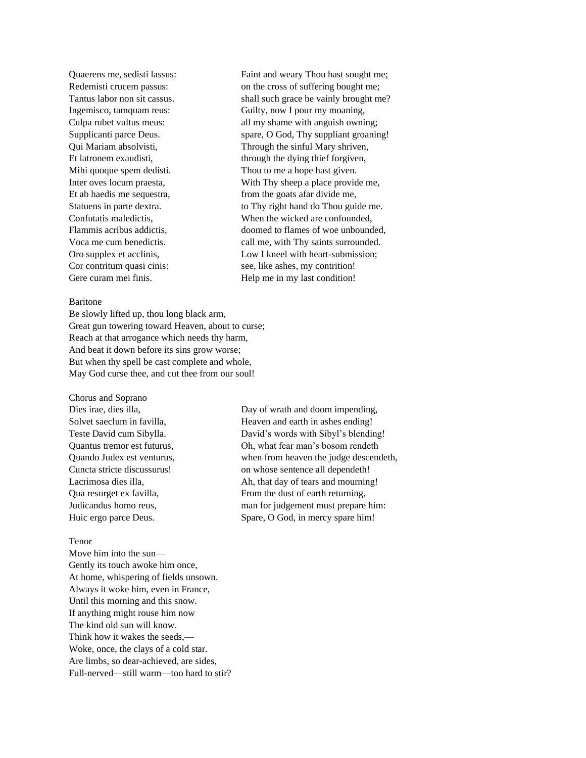| | |
|---|---|
| Quaerens me, sedisti lassus: | Faint and weary Thou hast sought me; |
| Redemisti crucem passus: | on the cross of suffering bought me; |
| Tantus labor non sit cassus. | shall such grace be vainly brought me? |
| Ingemisco, tamquam reus: | Guilty, now I pour my moaning, |
| Culpa rubet vultus meus: | all my shame with anguish owning; |
| Supplicanti parce Deus. | spare, O God, Thy suppliant groaning! |
| Qui Mariam absolvisti, | Through the sinful Mary shriven, |
| Et latronem exaudisti, | through the dying thief forgiven, |
| Mihi quoque spem dedisti. | Thou to me a hope hast given. |
| Inter oves locum praesta, | With Thy sheep a place provide me, |
| Et ab haedis me sequestra, | from the goats afar divide me, |
| Statuens in parte dextra. | to Thy right hand do Thou guide me. |
| Confutatis maledictis, | When the wicked are confounded, |
| Flammis acribus addictis, | doomed to flames of woe unbounded, |
| Voca me cum benedictis. | call me, with Thy saints surrounded. |
| Oro supplex et acclinis, | Low I kneel with heart-submission; |
| Cor contritum quasi cinis: | see, like ashes, my contrition! |
| Gere curam mei finis. | Help me in my last condition! |

Baritone

Be slowly lifted up, thou long black arm,
Great gun towering toward Heaven, about to curse;
Reach at that arrogance which needs thy harm,
And beat it down before its sins grow worse;
But when thy spell be cast complete and whole,
May God curse thee, and cut thee from our soul!

Chorus and Soprano

| | |
|---|---|
| Dies irae, dies illa, | Day of wrath and doom impending, |
| Solvet saeclum in favilla, | Heaven and earth in ashes ending! |
| Teste David cum Sibylla. | David's words with Sibyl's blending! |
| Quantus tremor est futurus, | Oh, what fear man's bosom rendeth |
| Quando Judex est venturus, | when from heaven the judge descendeth, |
| Cuncta stricte discussurus! | on whose sentence all dependeth! |
| Lacrimosa dies illa, | Ah, that day of tears and mourning! |
| Qua resurget ex favilla, | From the dust of earth returning, |
| Judicandus homo reus, | man for judgement must prepare him: |
| Huic ergo parce Deus. | Spare, O God, in mercy spare him! |

Tenor

Move him into the sun—
Gently its touch awoke him once,
At home, whispering of fields unsown.
Always it woke him, even in France,
Until this morning and this snow.
If anything might rouse him now
The kind old sun will know.
Think how it wakes the seeds,—
Woke, once, the clays of a cold star.
Are limbs, so dear-achieved, are sides,
Full-nerved—still warm—too hard to stir?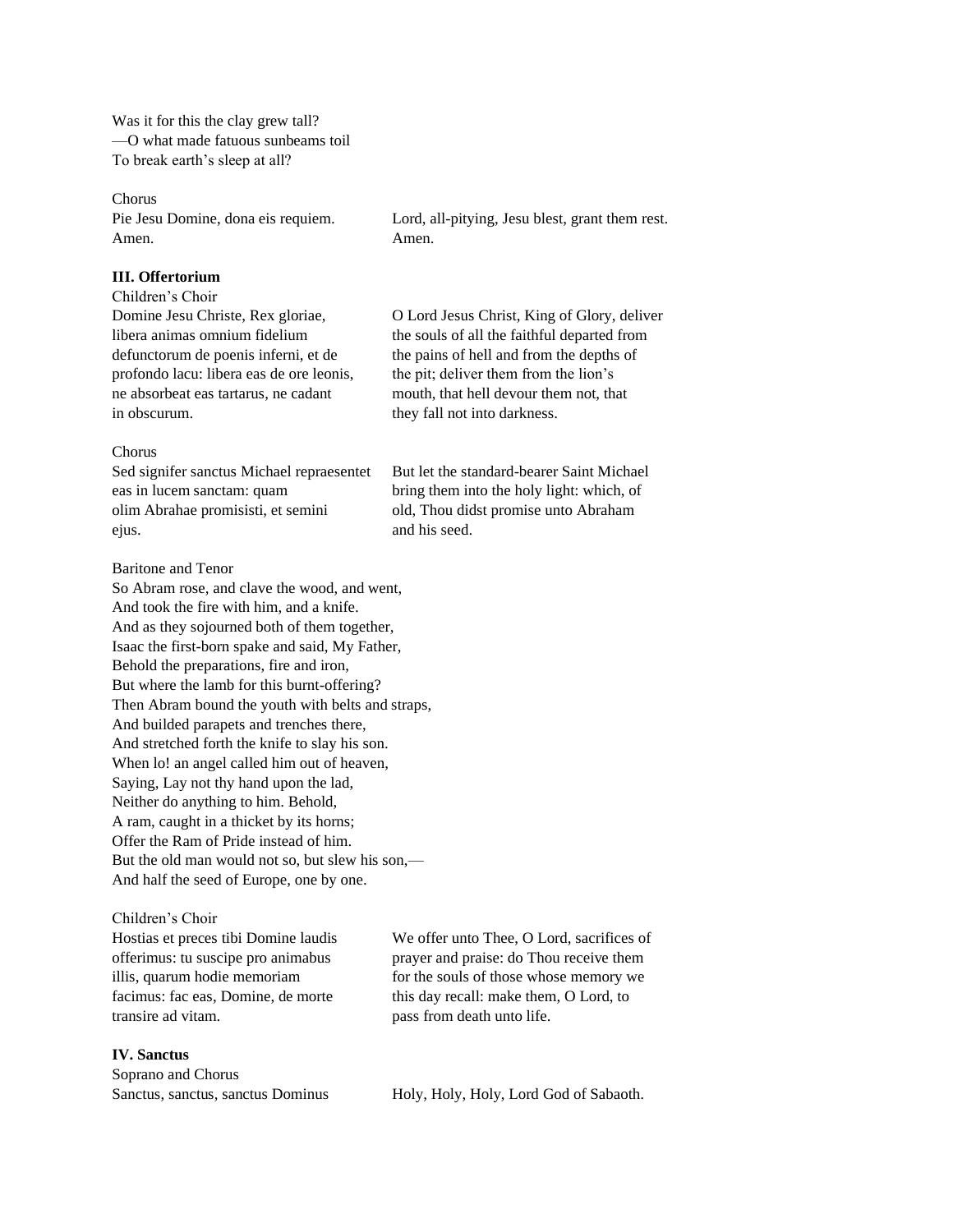Was it for this the clay grew tall?
—O what made fatuous sunbeams toil
To break earth's sleep at all?

Chorus

| | |
|---|---|
| Pie Jesu Domine, dona eis requiem. Amen. | Lord, all-pitying, Jesu blest, grant them rest. Amen. |

**III. Offertorium**

Children's Choir

| | |
|---|---|
| Domine Jesu Christe, Rex gloriae, libera animas omnium fidelium defunctorum de poenis inferni, et de profondo lacu: libera eas de ore leonis, ne absorbeat eas tartarus, ne cadant in obscurum. | O Lord Jesus Christ, King of Glory, deliver the souls of all the faithful departed from the pains of hell and from the depths of the pit; deliver them from the lion's mouth, that hell devour them not, that they fall not into darkness. |

Chorus

| | |
|---|---|
| Sed signifer sanctus Michael repraesentet eas in lucem sanctam: quam olim Abrahae promisisti, et semini ejus. | But let the standard-bearer Saint Michael bring them into the holy light: which, of old, Thou didst promise unto Abraham and his seed. |

Baritone and Tenor

So Abram rose, and clave the wood, and went,
And took the fire with him, and a knife.
And as they sojourned both of them together,
Isaac the first-born spake and said, My Father,
Behold the preparations, fire and iron,
But where the lamb for this burnt-offering?
Then Abram bound the youth with belts and straps,
And builded parapets and trenches there,
And stretched forth the knife to slay his son.
When lo! an angel called him out of heaven,
Saying, Lay not thy hand upon the lad,
Neither do anything to him. Behold,
A ram, caught in a thicket by its horns;
Offer the Ram of Pride instead of him.
But the old man would not so, but slew his son,—
And half the seed of Europe, one by one.

Children's Choir

| | |
|---|---|
| Hostias et preces tibi Domine laudis offerimus: tu suscipe pro animabus illis, quarum hodie memoriam facimus: fac eas, Domine, de morte transire ad vitam. | We offer unto Thee, O Lord, sacrifices of prayer and praise: do Thou receive them for the souls of those whose memory we this day recall: make them, O Lord, to pass from death unto life. |

**IV. Sanctus**

Soprano and Chorus

| | |
|---|---|
| Sanctus, sanctus, sanctus Dominus | Holy, Holy, Holy, Lord God of Sabaoth. |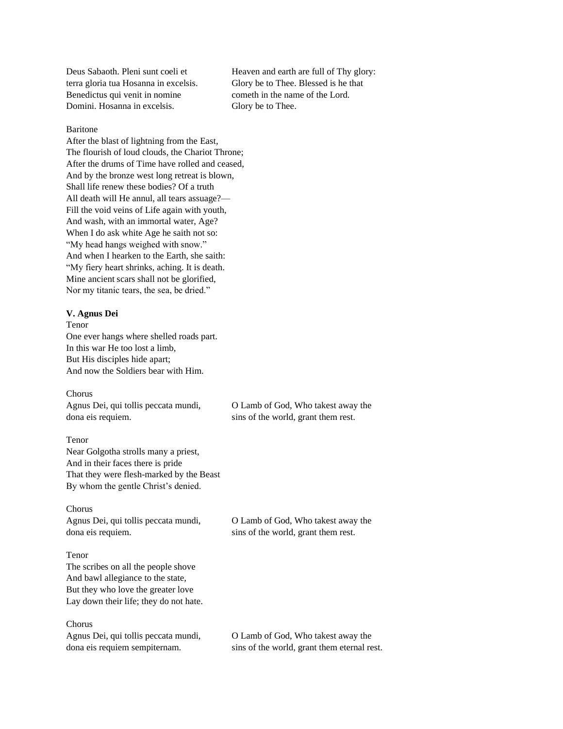| | |
|---|---|
| Deus Sabaoth. Pleni sunt coeli et terra gloria tua Hosanna in excelsis. Benedictus qui venit in nomine Domini. Hosanna in excelsis. | Heaven and earth are full of Thy glory: Glory be to Thee. Blessed is he that cometh in the name of the Lord. Glory be to Thee. |

Baritone
After the blast of lightning from the East,
The flourish of loud clouds, the Chariot Throne;
After the drums of Time have rolled and ceased,
And by the bronze west long retreat is blown,
Shall life renew these bodies? Of a truth
All death will He annul, all tears assuage?—
Fill the void veins of Life again with youth,
And wash, with an immortal water, Age?
When I do ask white Age he saith not so:
"My head hangs weighed with snow."
And when I hearken to the Earth, she saith:
"My fiery heart shrinks, aching. It is death.
Mine ancient scars shall not be glorified,
Nor my titanic tears, the sea, be dried."

**V. Agnus Dei**

Tenor
One ever hangs where shelled roads part.
In this war He too lost a limb,
But His disciples hide apart;
And now the Soldiers bear with Him.

Chorus

| | |
|---|---|
| Agnus Dei, qui tollis peccata mundi, dona eis requiem. | O Lamb of God, Who takest away the sins of the world, grant them rest. |

Tenor
Near Golgotha strolls many a priest,
And in their faces there is pride
That they were flesh-marked by the Beast
By whom the gentle Christ's denied.

Chorus

| | |
|---|---|
| Agnus Dei, qui tollis peccata mundi, dona eis requiem. | O Lamb of God, Who takest away the sins of the world, grant them rest. |

Tenor
The scribes on all the people shove
And bawl allegiance to the state,
But they who love the greater love
Lay down their life; they do not hate.

Chorus

| | |
|---|---|
| Agnus Dei, qui tollis peccata mundi, dona eis requiem sempiternam. | O Lamb of God, Who takest away the sins of the world, grant them eternal rest. |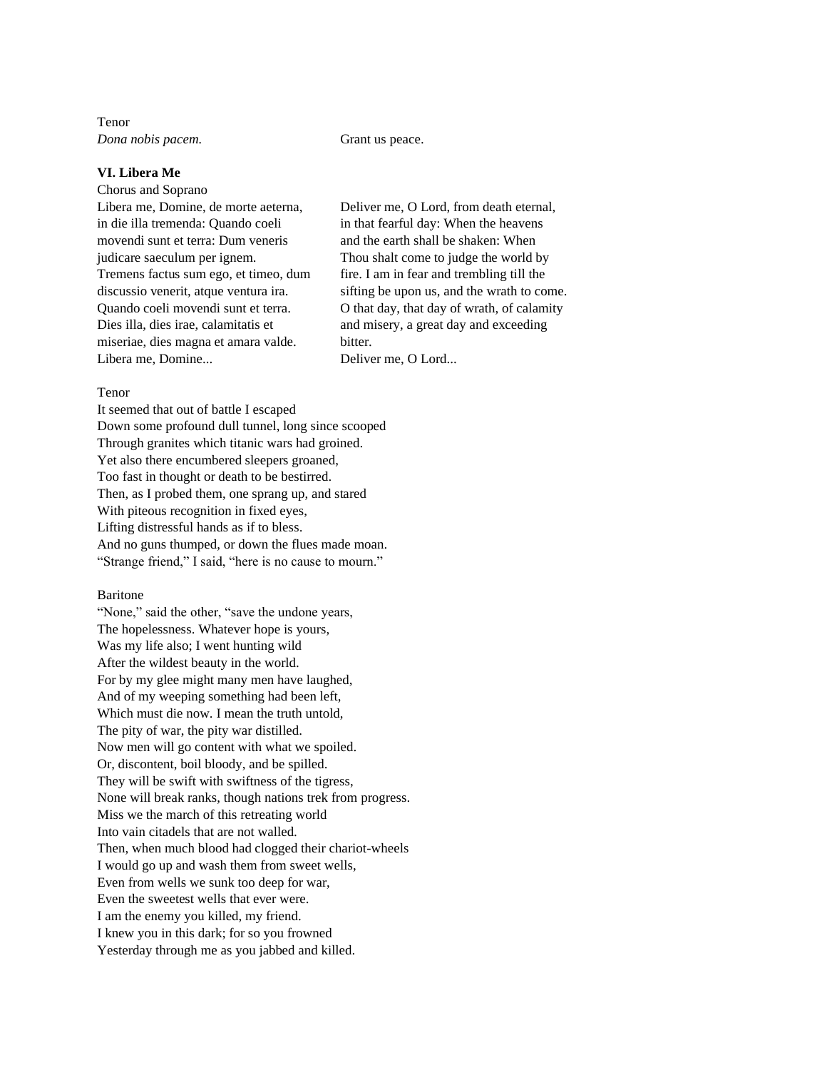Tenor

| | |
|---|---|
| *Dona nobis pacem.* | Grant us peace. |

**VI. Libera Me**

Chorus and Soprano

| | |
|---|---|
| Libera me, Domine, de morte aeterna, in die illa tremenda: Quando coeli movendi sunt et terra: Dum veneris judicare saeculum per ignem. Tremens factus sum ego, et timeo, dum discussio venerit, atque ventura ira. Quando coeli movendi sunt et terra. Dies illa, dies irae, calamitatis et miseriae, dies magna et amara valde. Libera me, Domine... | Deliver me, O Lord, from death eternal, in that fearful day: When the heavens and the earth shall be shaken: When Thou shalt come to judge the world by fire. I am in fear and trembling till the sifting be upon us, and the wrath to come. O that day, that day of wrath, of calamity and misery, a great day and exceeding bitter. Deliver me, O Lord... |

Tenor

It seemed that out of battle I escaped
Down some profound dull tunnel, long since scooped
Through granites which titanic wars had groined.
Yet also there encumbered sleepers groaned,
Too fast in thought or death to be bestirred.
Then, as I probed them, one sprang up, and stared
With piteous recognition in fixed eyes,
Lifting distressful hands as if to bless.
And no guns thumped, or down the flues made moan.
"Strange friend," I said, "here is no cause to mourn."

Baritone

"None," said the other, "save the undone years,
The hopelessness. Whatever hope is yours,
Was my life also; I went hunting wild
After the wildest beauty in the world.
For by my glee might many men have laughed,
And of my weeping something had been left,
Which must die now. I mean the truth untold,
The pity of war, the pity war distilled.
Now men will go content with what we spoiled.
Or, discontent, boil bloody, and be spilled.
They will be swift with swiftness of the tigress,
None will break ranks, though nations trek from progress.
Miss we the march of this retreating world
Into vain citadels that are not walled.
Then, when much blood had clogged their chariot-wheels
I would go up and wash them from sweet wells,
Even from wells we sunk too deep for war,
Even the sweetest wells that ever were.
I am the enemy you killed, my friend.
I knew you in this dark; for so you frowned
Yesterday through me as you jabbed and killed.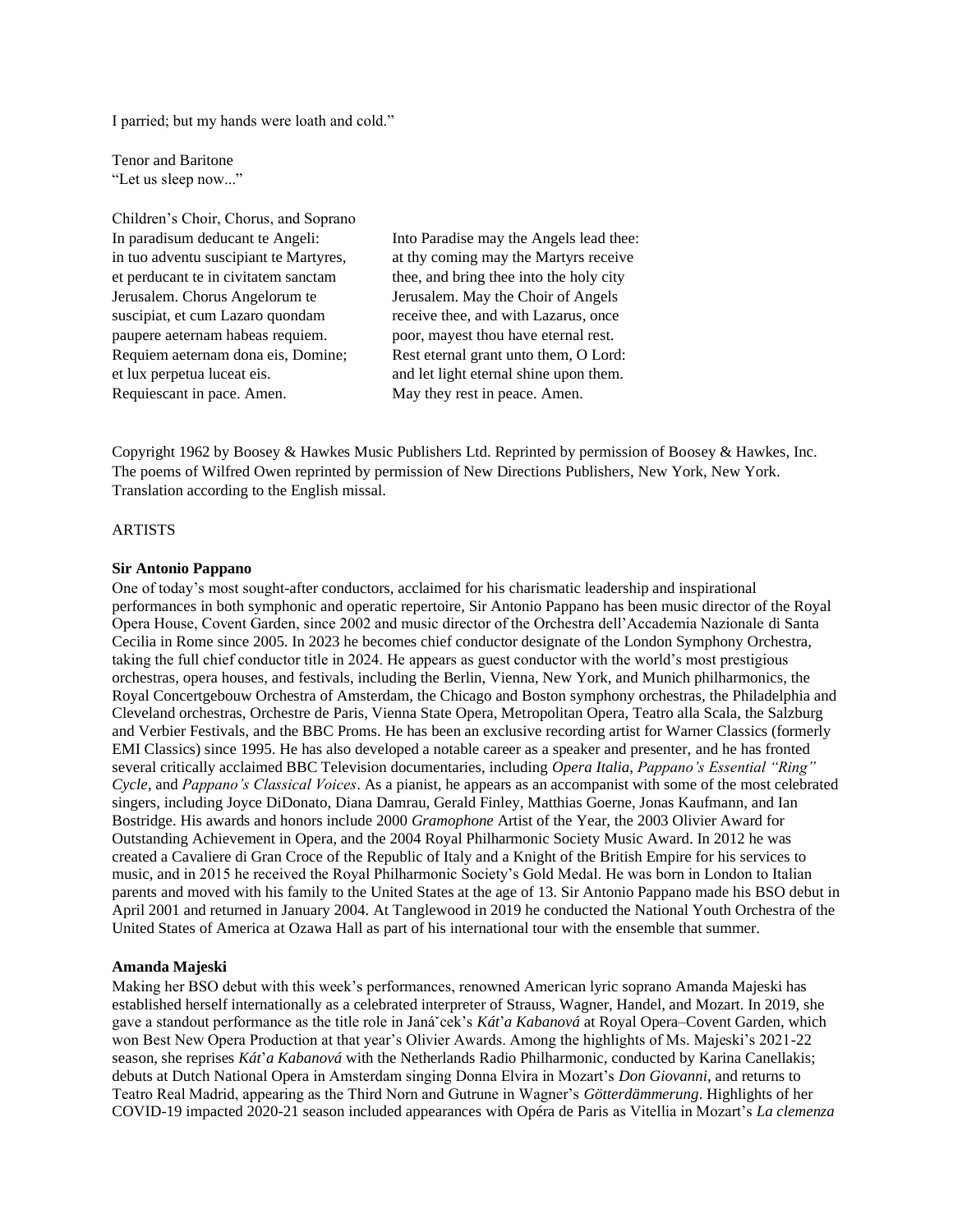I parried; but my hands were loath and cold."

Tenor and Baritone
"Let us sleep now..."

Children's Choir, Chorus, and Soprano

| | |
|---|---|
| In paradisum deducant te Angeli: | Into Paradise may the Angels lead thee: |
| in tuo adventu suscipiant te Martyres, | at thy coming may the Martyrs receive |
| et perducant te in civitatem sanctam | thee, and bring thee into the holy city |
| Jerusalem. Chorus Angelorum te | Jerusalem. May the Choir of Angels |
| suscipiat, et cum Lazaro quondam | receive thee, and with Lazarus, once |
| paupere aeternam habeas requiem. | poor, mayest thou have eternal rest. |
| Requiem aeternam dona eis, Domine; | Rest eternal grant unto them, O Lord: |
| et lux perpetua luceat eis. | and let light eternal shine upon them. |
| Requiescant in pace. Amen. | May they rest in peace. Amen. |

Copyright 1962 by Boosey & Hawkes Music Publishers Ltd. Reprinted by permission of Boosey & Hawkes, Inc. The poems of Wilfred Owen reprinted by permission of New Directions Publishers, New York, New York. Translation according to the English missal.

ARTISTS

**Sir Antonio Pappano**

One of today's most sought-after conductors, acclaimed for his charismatic leadership and inspirational performances in both symphonic and operatic repertoire, Sir Antonio Pappano has been music director of the Royal Opera House, Covent Garden, since 2002 and music director of the Orchestra dell'Accademia Nazionale di Santa Cecilia in Rome since 2005. In 2023 he becomes chief conductor designate of the London Symphony Orchestra, taking the full chief conductor title in 2024. He appears as guest conductor with the world's most prestigious orchestras, opera houses, and festivals, including the Berlin, Vienna, New York, and Munich philharmonics, the Royal Concertgebouw Orchestra of Amsterdam, the Chicago and Boston symphony orchestras, the Philadelphia and Cleveland orchestras, Orchestre de Paris, Vienna State Opera, Metropolitan Opera, Teatro alla Scala, the Salzburg and Verbier Festivals, and the BBC Proms. He has been an exclusive recording artist for Warner Classics (formerly EMI Classics) since 1995. He has also developed a notable career as a speaker and presenter, and he has fronted several critically acclaimed BBC Television documentaries, including *Opera Italia*, *Pappano's Essential "Ring" Cycle*, and *Pappano's Classical Voices*. As a pianist, he appears as an accompanist with some of the most celebrated singers, including Joyce DiDonato, Diana Damrau, Gerald Finley, Matthias Goerne, Jonas Kaufmann, and Ian Bostridge. His awards and honors include 2000 *Gramophone* Artist of the Year, the 2003 Olivier Award for Outstanding Achievement in Opera, and the 2004 Royal Philharmonic Society Music Award. In 2012 he was created a Cavaliere di Gran Croce of the Republic of Italy and a Knight of the British Empire for his services to music, and in 2015 he received the Royal Philharmonic Society's Gold Medal. He was born in London to Italian parents and moved with his family to the United States at the age of 13. Sir Antonio Pappano made his BSO debut in April 2001 and returned in January 2004. At Tanglewood in 2019 he conducted the National Youth Orchestra of the United States of America at Ozawa Hall as part of his international tour with the ensemble that summer.

**Amanda Majeski**

Making her BSO debut with this week's performances, renowned American lyric soprano Amanda Majeski has established herself internationally as a celebrated interpreter of Strauss, Wagner, Handel, and Mozart. In 2019, she gave a standout performance as the title role in Janáček's *Kát'a Kabanová* at Royal Opera–Covent Garden, which won Best New Opera Production at that year's Olivier Awards. Among the highlights of Ms. Majeski's 2021-22 season, she reprises *Kát'a Kabanová* with the Netherlands Radio Philharmonic, conducted by Karina Canellakis; debuts at Dutch National Opera in Amsterdam singing Donna Elvira in Mozart's *Don Giovanni*, and returns to Teatro Real Madrid, appearing as the Third Norn and Gutrune in Wagner's *Götterdämmerung*. Highlights of her COVID-19 impacted 2020-21 season included appearances with Opéra de Paris as Vitellia in Mozart's *La clemenza*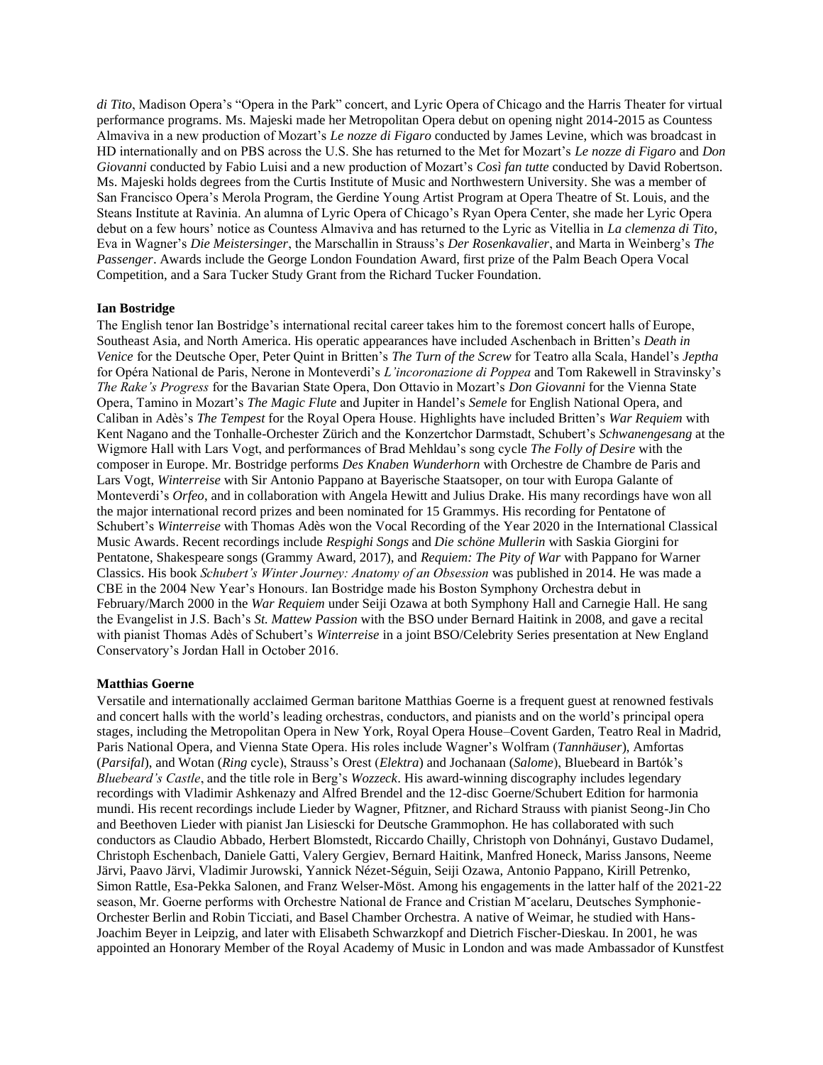*di Tito*, Madison Opera's "Opera in the Park" concert, and Lyric Opera of Chicago and the Harris Theater for virtual performance programs. Ms. Majeski made her Metropolitan Opera debut on opening night 2014-2015 as Countess Almaviva in a new production of Mozart's *Le nozze di Figaro* conducted by James Levine, which was broadcast in HD internationally and on PBS across the U.S. She has returned to the Met for Mozart's *Le nozze di Figaro* and *Don Giovanni* conducted by Fabio Luisi and a new production of Mozart's *Così fan tutte* conducted by David Robertson. Ms. Majeski holds degrees from the Curtis Institute of Music and Northwestern University. She was a member of San Francisco Opera's Merola Program, the Gerdine Young Artist Program at Opera Theatre of St. Louis, and the Steans Institute at Ravinia. An alumna of Lyric Opera of Chicago's Ryan Opera Center, she made her Lyric Opera debut on a few hours' notice as Countess Almaviva and has returned to the Lyric as Vitellia in *La clemenza di Tito*, Eva in Wagner's *Die Meistersinger*, the Marschallin in Strauss's *Der Rosenkavalier*, and Marta in Weinberg's *The Passenger*. Awards include the George London Foundation Award, first prize of the Palm Beach Opera Vocal Competition, and a Sara Tucker Study Grant from the Richard Tucker Foundation.

**Ian Bostridge**

The English tenor Ian Bostridge's international recital career takes him to the foremost concert halls of Europe, Southeast Asia, and North America. His operatic appearances have included Aschenbach in Britten's *Death in Venice* for the Deutsche Oper, Peter Quint in Britten's *The Turn of the Screw* for Teatro alla Scala, Handel's *Jeptha* for Opéra National de Paris, Nerone in Monteverdi's *L'incoronazione di Poppea* and Tom Rakewell in Stravinsky's *The Rake's Progress* for the Bavarian State Opera, Don Ottavio in Mozart's *Don Giovanni* for the Vienna State Opera, Tamino in Mozart's *The Magic Flute* and Jupiter in Handel's *Semele* for English National Opera, and Caliban in Adès's *The Tempest* for the Royal Opera House. Highlights have included Britten's *War Requiem* with Kent Nagano and the Tonhalle-Orchester Zürich and the Konzertchor Darmstadt, Schubert's *Schwanengesang* at the Wigmore Hall with Lars Vogt, and performances of Brad Mehldau's song cycle *The Folly of Desire* with the composer in Europe. Mr. Bostridge performs *Des Knaben Wunderhorn* with Orchestre de Chambre de Paris and Lars Vogt, *Winterreise* with Sir Antonio Pappano at Bayerische Staatsoper, on tour with Europa Galante of Monteverdi's *Orfeo*, and in collaboration with Angela Hewitt and Julius Drake. His many recordings have won all the major international record prizes and been nominated for 15 Grammys. His recording for Pentatone of Schubert's *Winterreise* with Thomas Adès won the Vocal Recording of the Year 2020 in the International Classical Music Awards. Recent recordings include *Respighi Songs* and *Die schöne Mullerin* with Saskia Giorgini for Pentatone, Shakespeare songs (Grammy Award, 2017), and *Requiem: The Pity of War* with Pappano for Warner Classics. His book *Schubert's Winter Journey: Anatomy of an Obsession* was published in 2014. He was made a CBE in the 2004 New Year's Honours. Ian Bostridge made his Boston Symphony Orchestra debut in February/March 2000 in the *War Requiem* under Seiji Ozawa at both Symphony Hall and Carnegie Hall. He sang the Evangelist in J.S. Bach's *St. Mattew Passion* with the BSO under Bernard Haitink in 2008, and gave a recital with pianist Thomas Adès of Schubert's *Winterreise* in a joint BSO/Celebrity Series presentation at New England Conservatory's Jordan Hall in October 2016.

**Matthias Goerne**

Versatile and internationally acclaimed German baritone Matthias Goerne is a frequent guest at renowned festivals and concert halls with the world's leading orchestras, conductors, and pianists and on the world's principal opera stages, including the Metropolitan Opera in New York, Royal Opera House–Covent Garden, Teatro Real in Madrid, Paris National Opera, and Vienna State Opera. His roles include Wagner's Wolfram (*Tannhäuser*), Amfortas (*Parsifal*), and Wotan (*Ring* cycle), Strauss's Orest (*Elektra*) and Jochanaan (*Salome*), Bluebeard in Bartók's *Bluebeard's Castle*, and the title role in Berg's *Wozzeck*. His award-winning discography includes legendary recordings with Vladimir Ashkenazy and Alfred Brendel and the 12-disc Goerne/Schubert Edition for harmonia mundi. His recent recordings include Lieder by Wagner, Pfitzner, and Richard Strauss with pianist Seong-Jin Cho and Beethoven Lieder with pianist Jan Lisiecski for Deutsche Grammophon. He has collaborated with such conductors as Claudio Abbado, Herbert Blomstedt, Riccardo Chailly, Christoph von Dohnányi, Gustavo Dudamel, Christoph Eschenbach, Daniele Gatti, Valery Gergiev, Bernard Haitink, Manfred Honeck, Mariss Jansons, Neeme Järvi, Paavo Järvi, Vladimir Jurowski, Yannick Nézet-Séguin, Seiji Ozawa, Antonio Pappano, Kirill Petrenko, Simon Rattle, Esa-Pekka Salonen, and Franz Welser-Möst. Among his engagements in the latter half of the 2021-22 season, Mr. Goerne performs with Orchestre National de France and Cristian M˘acelaru, Deutsches Symphonie-Orchester Berlin and Robin Ticciati, and Basel Chamber Orchestra. A native of Weimar, he studied with Hans-Joachim Beyer in Leipzig, and later with Elisabeth Schwarzkopf and Dietrich Fischer-Dieskau. In 2001, he was appointed an Honorary Member of the Royal Academy of Music in London and was made Ambassador of Kunstfest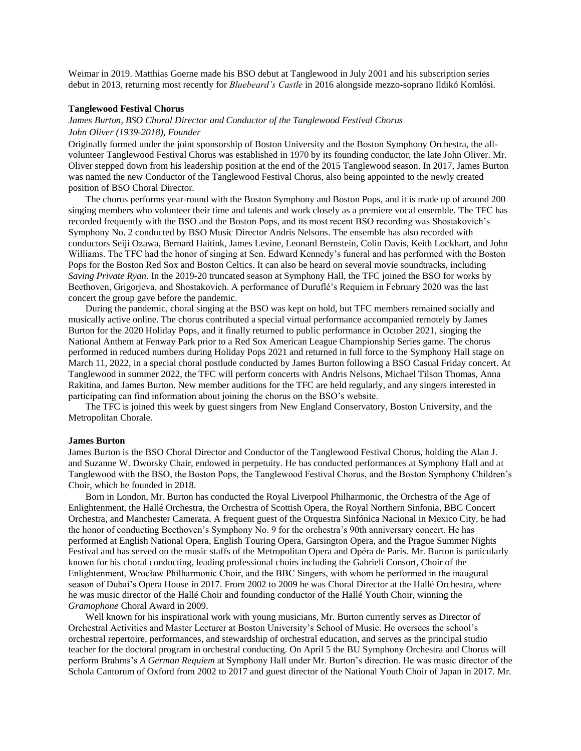Weimar in 2019. Matthias Goerne made his BSO debut at Tanglewood in July 2001 and his subscription series debut in 2013, returning most recently for *Bluebeard's Castle* in 2016 alongside mezzo-soprano Ildikó Komlósi.

**Tanglewood Festival Chorus**

*James Burton, BSO Choral Director and Conductor of the Tanglewood Festival Chorus*
*John Oliver (1939-2018), Founder*

Originally formed under the joint sponsorship of Boston University and the Boston Symphony Orchestra, the all-volunteer Tanglewood Festival Chorus was established in 1970 by its founding conductor, the late John Oliver. Mr. Oliver stepped down from his leadership position at the end of the 2015 Tanglewood season. In 2017, James Burton was named the new Conductor of the Tanglewood Festival Chorus, also being appointed to the newly created position of BSO Choral Director.

The chorus performs year-round with the Boston Symphony and Boston Pops, and it is made up of around 200 singing members who volunteer their time and talents and work closely as a premiere vocal ensemble. The TFC has recorded frequently with the BSO and the Boston Pops, and its most recent BSO recording was Shostakovich's Symphony No. 2 conducted by BSO Music Director Andris Nelsons. The ensemble has also recorded with conductors Seiji Ozawa, Bernard Haitink, James Levine, Leonard Bernstein, Colin Davis, Keith Lockhart, and John Williams. The TFC had the honor of singing at Sen. Edward Kennedy's funeral and has performed with the Boston Pops for the Boston Red Sox and Boston Celtics. It can also be heard on several movie soundtracks, including *Saving Private Ryan*. In the 2019-20 truncated season at Symphony Hall, the TFC joined the BSO for works by Beethoven, Grigorjeva, and Shostakovich. A performance of Duruflé's Requiem in February 2020 was the last concert the group gave before the pandemic.

During the pandemic, choral singing at the BSO was kept on hold, but TFC members remained socially and musically active online. The chorus contributed a special virtual performance accompanied remotely by James Burton for the 2020 Holiday Pops, and it finally returned to public performance in October 2021, singing the National Anthem at Fenway Park prior to a Red Sox American League Championship Series game. The chorus performed in reduced numbers during Holiday Pops 2021 and returned in full force to the Symphony Hall stage on March 11, 2022, in a special choral postlude conducted by James Burton following a BSO Casual Friday concert. At Tanglewood in summer 2022, the TFC will perform concerts with Andris Nelsons, Michael Tilson Thomas, Anna Rakitina, and James Burton. New member auditions for the TFC are held regularly, and any singers interested in participating can find information about joining the chorus on the BSO's website.

The TFC is joined this week by guest singers from New England Conservatory, Boston University, and the Metropolitan Chorale.

**James Burton**

James Burton is the BSO Choral Director and Conductor of the Tanglewood Festival Chorus, holding the Alan J. and Suzanne W. Dworsky Chair, endowed in perpetuity. He has conducted performances at Symphony Hall and at Tanglewood with the BSO, the Boston Pops, the Tanglewood Festival Chorus, and the Boston Symphony Children's Choir, which he founded in 2018.

Born in London, Mr. Burton has conducted the Royal Liverpool Philharmonic, the Orchestra of the Age of Enlightenment, the Hallé Orchestra, the Orchestra of Scottish Opera, the Royal Northern Sinfonia, BBC Concert Orchestra, and Manchester Camerata. A frequent guest of the Orquestra Sinfónica Nacional in Mexico City, he had the honor of conducting Beethoven's Symphony No. 9 for the orchestra's 90th anniversary concert. He has performed at English National Opera, English Touring Opera, Garsington Opera, and the Prague Summer Nights Festival and has served on the music staffs of the Metropolitan Opera and Opéra de Paris. Mr. Burton is particularly known for his choral conducting, leading professional choirs including the Gabrieli Consort, Choir of the Enlightenment, Wrocław Philharmonic Choir, and the BBC Singers, with whom he performed in the inaugural season of Dubai's Opera House in 2017. From 2002 to 2009 he was Choral Director at the Hallé Orchestra, where he was music director of the Hallé Choir and founding conductor of the Hallé Youth Choir, winning the *Gramophone* Choral Award in 2009.

Well known for his inspirational work with young musicians, Mr. Burton currently serves as Director of Orchestral Activities and Master Lecturer at Boston University's School of Music. He oversees the school's orchestral repertoire, performances, and stewardship of orchestral education, and serves as the principal studio teacher for the doctoral program in orchestral conducting. On April 5 the BU Symphony Orchestra and Chorus will perform Brahms's *A German Requiem* at Symphony Hall under Mr. Burton's direction. He was music director of the Schola Cantorum of Oxford from 2002 to 2017 and guest director of the National Youth Choir of Japan in 2017. Mr.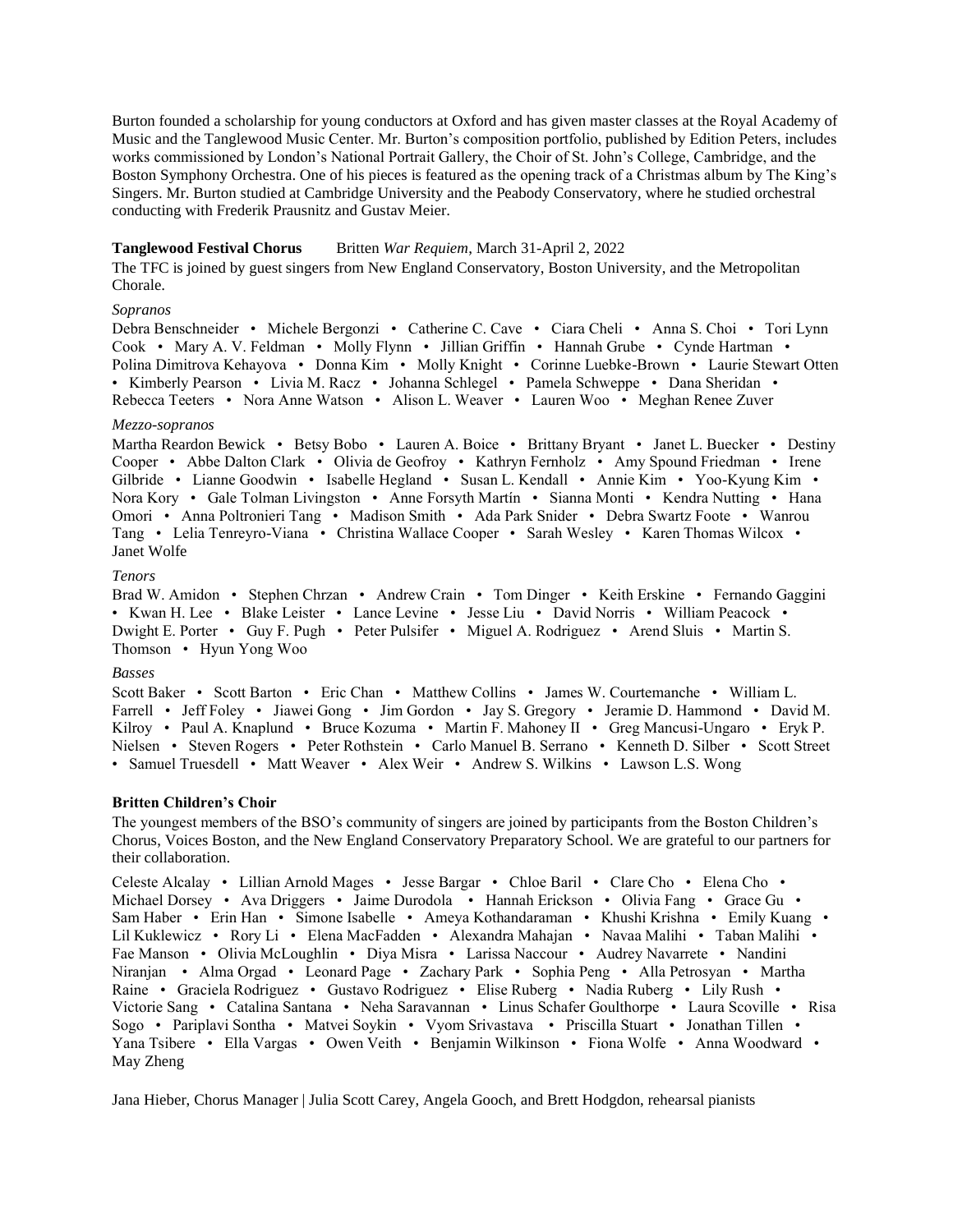Burton founded a scholarship for young conductors at Oxford and has given master classes at the Royal Academy of Music and the Tanglewood Music Center. Mr. Burton's composition portfolio, published by Edition Peters, includes works commissioned by London's National Portrait Gallery, the Choir of St. John's College, Cambridge, and the Boston Symphony Orchestra. One of his pieces is featured as the opening track of a Christmas album by The King's Singers. Mr. Burton studied at Cambridge University and the Peabody Conservatory, where he studied orchestral conducting with Frederik Prausnitz and Gustav Meier.

**Tanglewood Festival Chorus** Britten *War Requiem*, March 31-April 2, 2022

The TFC is joined by guest singers from New England Conservatory, Boston University, and the Metropolitan Chorale.

*Sopranos*

Debra Benschneider • Michele Bergonzi • Catherine C. Cave • Ciara Cheli • Anna S. Choi • Tori Lynn Cook • Mary A. V. Feldman • Molly Flynn • Jillian Griffin • Hannah Grube • Cynde Hartman • Polina Dimitrova Kehayova • Donna Kim • Molly Knight • Corinne Luebke-Brown • Laurie Stewart Otten • Kimberly Pearson • Livia M. Racz • Johanna Schlegel • Pamela Schweppe • Dana Sheridan • Rebecca Teeters • Nora Anne Watson • Alison L. Weaver • Lauren Woo • Meghan Renee Zuver

*Mezzo-sopranos*

Martha Reardon Bewick • Betsy Bobo • Lauren A. Boice • Brittany Bryant • Janet L. Buecker • Destiny Cooper • Abbe Dalton Clark • Olivia de Geofroy • Kathryn Fernholz • Amy Spound Friedman • Irene Gilbride • Lianne Goodwin • Isabelle Hegland • Susan L. Kendall • Annie Kim • Yoo-Kyung Kim • Nora Kory • Gale Tolman Livingston • Anne Forsyth Martín • Sianna Monti • Kendra Nutting • Hana Omori • Anna Poltronieri Tang • Madison Smith • Ada Park Snider • Debra Swartz Foote • Wanrou Tang • Lelia Tenreyro-Viana • Christina Wallace Cooper • Sarah Wesley • Karen Thomas Wilcox • Janet Wolfe

*Tenors*

Brad W. Amidon • Stephen Chrzan • Andrew Crain • Tom Dinger • Keith Erskine • Fernando Gaggini • Kwan H. Lee • Blake Leister • Lance Levine • Jesse Liu • David Norris • William Peacock • Dwight E. Porter • Guy F. Pugh • Peter Pulsifer • Miguel A. Rodriguez • Arend Sluis • Martin S. Thomson • Hyun Yong Woo

*Basses*

Scott Baker • Scott Barton • Eric Chan • Matthew Collins • James W. Courtemanche • William L. Farrell • Jeff Foley • Jiawei Gong • Jim Gordon • Jay S. Gregory • Jeramie D. Hammond • David M. Kilroy • Paul A. Knaplund • Bruce Kozuma • Martin F. Mahoney II • Greg Mancusi-Ungaro • Eryk P. Nielsen • Steven Rogers • Peter Rothstein • Carlo Manuel B. Serrano • Kenneth D. Silber • Scott Street • Samuel Truesdell • Matt Weaver • Alex Weir • Andrew S. Wilkins • Lawson L.S. Wong

**Britten Children's Choir**

The youngest members of the BSO's community of singers are joined by participants from the Boston Children's Chorus, Voices Boston, and the New England Conservatory Preparatory School. We are grateful to our partners for their collaboration.

Celeste Alcalay • Lillian Arnold Mages • Jesse Bargar • Chloe Baril • Clare Cho • Elena Cho • Michael Dorsey • Ava Driggers • Jaime Durodola • Hannah Erickson • Olivia Fang • Grace Gu • Sam Haber • Erin Han • Simone Isabelle • Ameya Kothandaraman • Khushi Krishna • Emily Kuang • Lil Kuklewicz • Rory Li • Elena MacFadden • Alexandra Mahajan • Navaa Malihi • Taban Malihi • Fae Manson • Olivia McLoughlin • Diya Misra • Larissa Naccour • Audrey Navarrete • Nandini Niranjan • Alma Orgad • Leonard Page • Zachary Park • Sophia Peng • Alla Petrosyan • Martha Raine • Graciela Rodriguez • Gustavo Rodriguez • Elise Ruberg • Nadia Ruberg • Lily Rush • Victorie Sang • Catalina Santana • Neha Saravannan • Linus Schafer Goulthorpe • Laura Scoville • Risa Sogo • Pariplavi Sontha • Matvei Soykin • Vyom Srivastava • Priscilla Stuart • Jonathan Tillen • Yana Tsibere • Ella Vargas • Owen Veith • Benjamin Wilkinson • Fiona Wolfe • Anna Woodward • May Zheng

Jana Hieber, Chorus Manager | Julia Scott Carey, Angela Gooch, and Brett Hodgdon, rehearsal pianists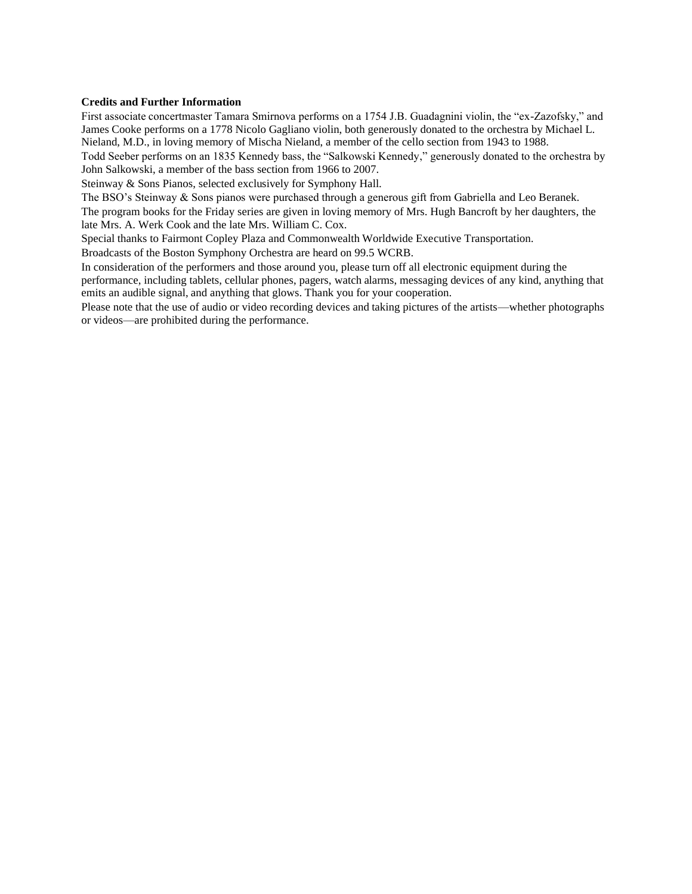**Credits and Further Information**

First associate concertmaster Tamara Smirnova performs on a 1754 J.B. Guadagnini violin, the "ex-Zazofsky," and James Cooke performs on a 1778 Nicolo Gagliano violin, both generously donated to the orchestra by Michael L. Nieland, M.D., in loving memory of Mischa Nieland, a member of the cello section from 1943 to 1988.

Todd Seeber performs on an 1835 Kennedy bass, the "Salkowski Kennedy," generously donated to the orchestra by John Salkowski, a member of the bass section from 1966 to 2007.

Steinway & Sons Pianos, selected exclusively for Symphony Hall.

The BSO's Steinway & Sons pianos were purchased through a generous gift from Gabriella and Leo Beranek.

The program books for the Friday series are given in loving memory of Mrs. Hugh Bancroft by her daughters, the late Mrs. A. Werk Cook and the late Mrs. William C. Cox.

Special thanks to Fairmont Copley Plaza and Commonwealth Worldwide Executive Transportation.

Broadcasts of the Boston Symphony Orchestra are heard on 99.5 WCRB.

In consideration of the performers and those around you, please turn off all electronic equipment during the performance, including tablets, cellular phones, pagers, watch alarms, messaging devices of any kind, anything that emits an audible signal, and anything that glows. Thank you for your cooperation.

Please note that the use of audio or video recording devices and taking pictures of the artists—whether photographs or videos—are prohibited during the performance.